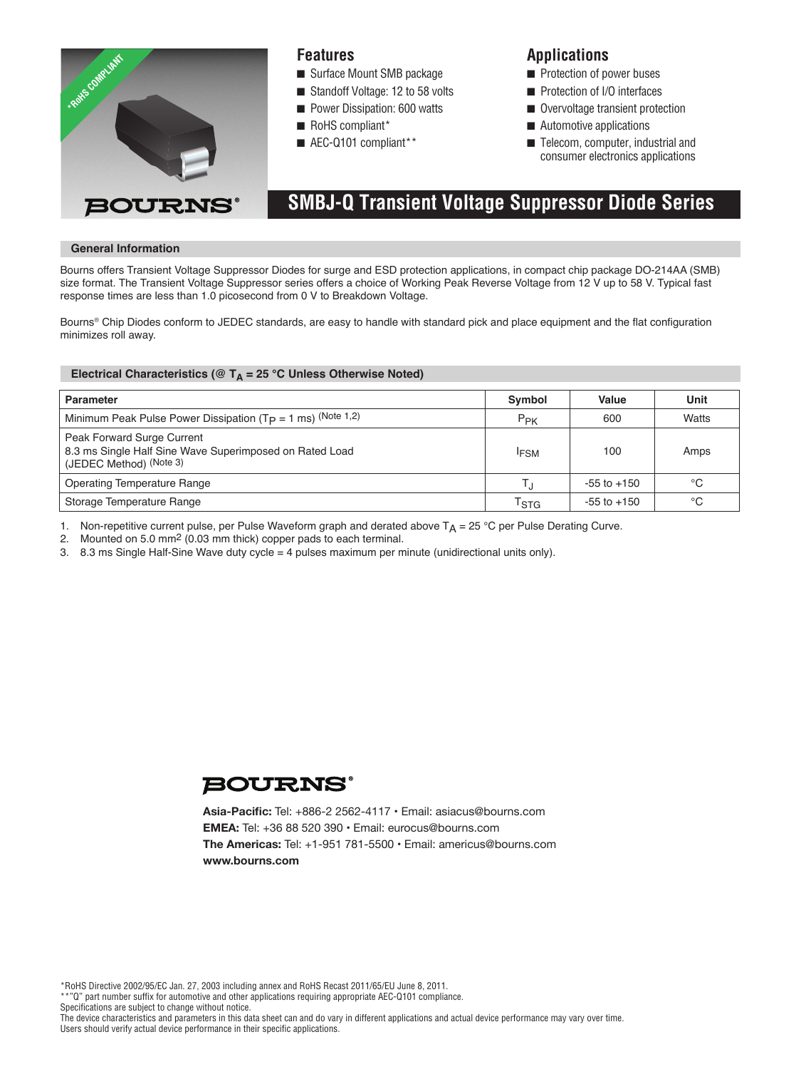*RoHS COMPLIANT

BOURNS®

## Features

- Surface Mount SMB package
- Standoff Voltage: 12 to 58 volts
- Power Dissipation: 600 watts
- RoHS compliant*
- AEC-Q101 compliant**

## Applications

- Protection of power buses
- Protection of I/O interfaces
- Overvoltage transient protection
- Automotive applications
- Telecom, computer, industrial and consumer electronics applications

# SMBJ-Q Transient Voltage Suppressor Diode Series

### General Information

Bourns offers Transient Voltage Suppressor Diodes for surge and ESD protection applications, in compact chip package DO-214AA (SMB) size format. The Transient Voltage Suppressor series offers a choice of Working Peak Reverse Voltage from 12 V up to 58 V. Typical fast response times are less than 1.0 picosecond from 0 V to Breakdown Voltage.

Bourns® Chip Diodes conform to JEDEC standards, are easy to handle with standard pick and place equipment and the flat configuration minimizes roll away.

### Electrical Characteristics (@ $T_A$ = 25 °C Unless Otherwise Noted)

| Parameter | Symbol | Value | Unit |
|---|---|---|---|
| Minimum Peak Pulse Power Dissipation ($T_P$ = 1 ms) (Note 1,2) | $P_{PK}$ | 600 | Watts |
| Peak Forward Surge Current 8.3 ms Single Half Sine Wave Superimposed on Rated Load (JEDEC Method) (Note 3) | $I_{FSM}$ | 100 | Amps |
| Operating Temperature Range | $T_J$ | -55 to +150 | °C |
| Storage Temperature Range | $T_{STG}$ | -55 to +150 | °C |

1. Non-repetitive current pulse, per Pulse Waveform graph and derated above $T_A$ = 25 °C per Pulse Derating Curve.
2. Mounted on 5.0 $mm^2$ (0.03 mm thick) copper pads to each terminal.
3. 8.3 ms Single Half-Sine Wave duty cycle = 4 pulses maximum per minute (unidirectional units only).

BOURNS®

**Asia-Pacific:** Tel: +886-2 2562-4117 • Email: asiacus@bourns.com
**EMEA:** Tel: +36 88 520 390 • Email: eurocus@bourns.com
**The Americas:** Tel: +1-951 781-5500 • Email: americus@bourns.com
**www.bourns.com**

*RoHS Directive 2002/95/EC Jan. 27, 2003 including annex and RoHS Recast 2011/65/EU June 8, 2011.
**"Q" part number suffix for automotive and other applications requiring appropriate AEC-Q101 compliance.
Specifications are subject to change without notice.
The device characteristics and parameters in this data sheet can and do vary in different applications and actual device performance may vary over time.
Users should verify actual device performance in their specific applications.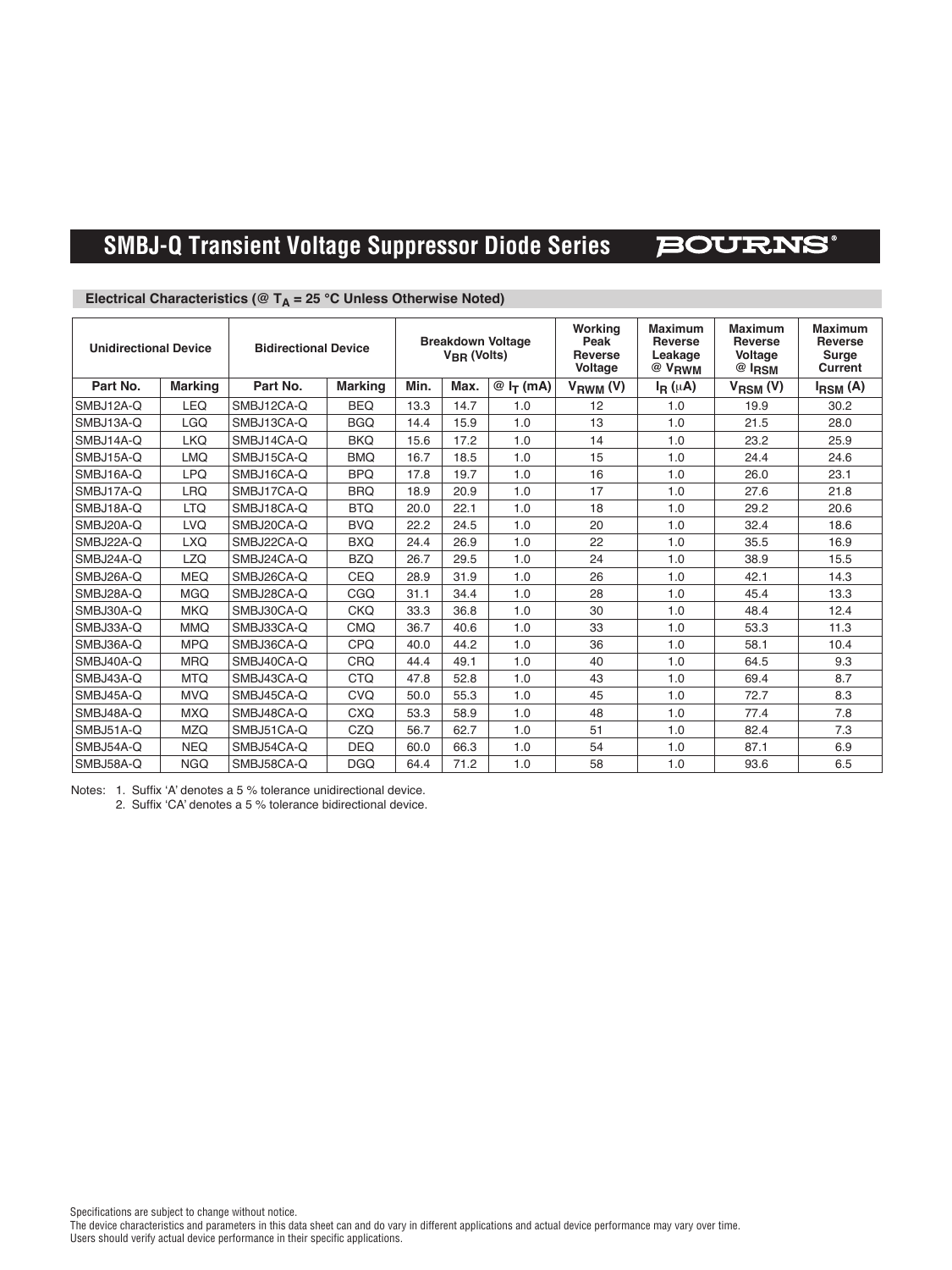## SMBJ-Q Transient Voltage Suppressor Diode Series

### Electrical Characteristics (@ $T_A$ = 25 °C Unless Otherwise Noted)

| Unidirectional Device | | Bidirectional Device | | Breakdown Voltage $V_{BR}$ (Volts) | | | Working Peak Reverse Voltage | Maximum Reverse Leakage @ $V_{RWM}$ | Maximum Reverse Voltage @ $I_{RSM}$ | Maximum Reverse Surge Current |
|---|---|---|---|---|---|---|---|---|---|---|
| Part No. | Marking | Part No. | Marking | Min. | Max. | @ $I_T$ (mA) | $V_{RWM}$ (V) | $I_R$ (µA) | $V_{RSM}$ (V) | $I_{RSM}$ (A) |
| SMBJ12A-Q | LEQ | SMBJ12CA-Q | BEQ | 13.3 | 14.7 | 1.0 | 12 | 1.0 | 19.9 | 30.2 |
| SMBJ13A-Q | LGQ | SMBJ13CA-Q | BGQ | 14.4 | 15.9 | 1.0 | 13 | 1.0 | 21.5 | 28.0 |
| SMBJ14A-Q | LKQ | SMBJ14CA-Q | BKQ | 15.6 | 17.2 | 1.0 | 14 | 1.0 | 23.2 | 25.9 |
| SMBJ15A-Q | LMQ | SMBJ15CA-Q | BMQ | 16.7 | 18.5 | 1.0 | 15 | 1.0 | 24.4 | 24.6 |
| SMBJ16A-Q | LPQ | SMBJ16CA-Q | BPQ | 17.8 | 19.7 | 1.0 | 16 | 1.0 | 26.0 | 23.1 |
| SMBJ17A-Q | LRQ | SMBJ17CA-Q | BRQ | 18.9 | 20.9 | 1.0 | 17 | 1.0 | 27.6 | 21.8 |
| SMBJ18A-Q | LTQ | SMBJ18CA-Q | BTQ | 20.0 | 22.1 | 1.0 | 18 | 1.0 | 29.2 | 20.6 |
| SMBJ20A-Q | LVQ | SMBJ20CA-Q | BVQ | 22.2 | 24.5 | 1.0 | 20 | 1.0 | 32.4 | 18.6 |
| SMBJ22A-Q | LXQ | SMBJ22CA-Q | BXQ | 24.4 | 26.9 | 1.0 | 22 | 1.0 | 35.5 | 16.9 |
| SMBJ24A-Q | LZQ | SMBJ24CA-Q | BZQ | 26.7 | 29.5 | 1.0 | 24 | 1.0 | 38.9 | 15.5 |
| SMBJ26A-Q | MEQ | SMBJ26CA-Q | CEQ | 28.9 | 31.9 | 1.0 | 26 | 1.0 | 42.1 | 14.3 |
| SMBJ28A-Q | MGQ | SMBJ28CA-Q | CGQ | 31.1 | 34.4 | 1.0 | 28 | 1.0 | 45.4 | 13.3 |
| SMBJ30A-Q | MKQ | SMBJ30CA-Q | CKQ | 33.3 | 36.8 | 1.0 | 30 | 1.0 | 48.4 | 12.4 |
| SMBJ33A-Q | MMQ | SMBJ33CA-Q | CMQ | 36.7 | 40.6 | 1.0 | 33 | 1.0 | 53.3 | 11.3 |
| SMBJ36A-Q | MPQ | SMBJ36CA-Q | CPQ | 40.0 | 44.2 | 1.0 | 36 | 1.0 | 58.1 | 10.4 |
| SMBJ40A-Q | MRQ | SMBJ40CA-Q | CRQ | 44.4 | 49.1 | 1.0 | 40 | 1.0 | 64.5 | 9.3 |
| SMBJ43A-Q | MTQ | SMBJ43CA-Q | CTQ | 47.8 | 52.8 | 1.0 | 43 | 1.0 | 69.4 | 8.7 |
| SMBJ45A-Q | MVQ | SMBJ45CA-Q | CVQ | 50.0 | 55.3 | 1.0 | 45 | 1.0 | 72.7 | 8.3 |
| SMBJ48A-Q | MXQ | SMBJ48CA-Q | CXQ | 53.3 | 58.9 | 1.0 | 48 | 1.0 | 77.4 | 7.8 |
| SMBJ51A-Q | MZQ | SMBJ51CA-Q | CZQ | 56.7 | 62.7 | 1.0 | 51 | 1.0 | 82.4 | 7.3 |
| SMBJ54A-Q | NEQ | SMBJ54CA-Q | DEQ | 60.0 | 66.3 | 1.0 | 54 | 1.0 | 87.1 | 6.9 |
| SMBJ58A-Q | NGQ | SMBJ58CA-Q | DGQ | 64.4 | 71.2 | 1.0 | 58 | 1.0 | 93.6 | 6.5 |

Notes:
1. Suffix 'A' denotes a 5 % tolerance unidirectional device.
2. Suffix 'CA' denotes a 5 % tolerance bidirectional device.

Specifications are subject to change without notice.
The device characteristics and parameters in this data sheet can and do vary in different applications and actual device performance may vary over time.
Users should verify actual device performance in their specific applications.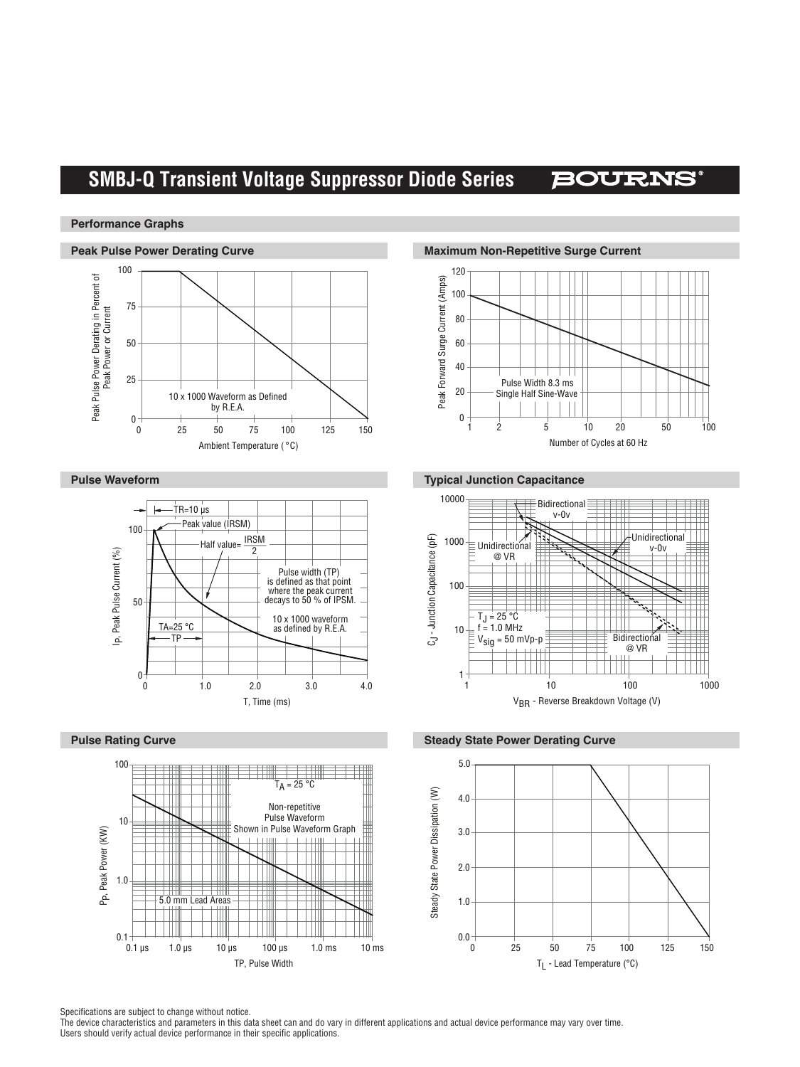## SMBJ-Q Transient Voltage Suppressor Diode Series

### Performance Graphs

#### Peak Pulse Power Derating Curve

Peak Pulse Power Derating in Percent of Peak Power or Current

10 x 1000 Waveform as Defined by R.E.A.

Ambient Temperature (°C)

#### Maximum Non-Repetitive Surge Current

Peak Forward Surge Current (Amps)

Pulse Width 8.3 ms Single Half Sine-Wave

Number of Cycles at 60 Hz

#### Pulse Waveform

TR=10 μs

Peak value (IRSM)

Half value= $\frac{IRSM}{2}$

Pulse width (TP) is defined as that point where the peak current decays to 50 % of IPSM.

10 x 1000 waveform as defined by R.E.A.

TA=25 °C

TP

$I_P$, Peak Pulse Current (%)

T, Time (ms)

#### Typical Junction Capacitance

Bidirectional v-0v

Unidirectional @ VR

Unidirectional v-0v

Bidirectional @ VR

$T_J$ = 25 °C
f = 1.0 MHz
$V_{sig}$ = 50 mVp-p

$C_J$ - Junction Capacitance (pF)

$V_{BR}$ - Reverse Breakdown Voltage (V)

#### Pulse Rating Curve

$T_A$ = 25 °C

Non-repetitive Pulse Waveform Shown in Pulse Waveform Graph

5.0 mm Lead Areas

$P_P$, Peak Power (KW)

TP, Pulse Width

#### Steady State Power Derating Curve

Steady State Power Dissipation (W)

$T_L$ - Lead Temperature (°C)

Specifications are subject to change without notice.
The device characteristics and parameters in this data sheet can and do vary in different applications and actual device performance may vary over time.
Users should verify actual device performance in their specific applications.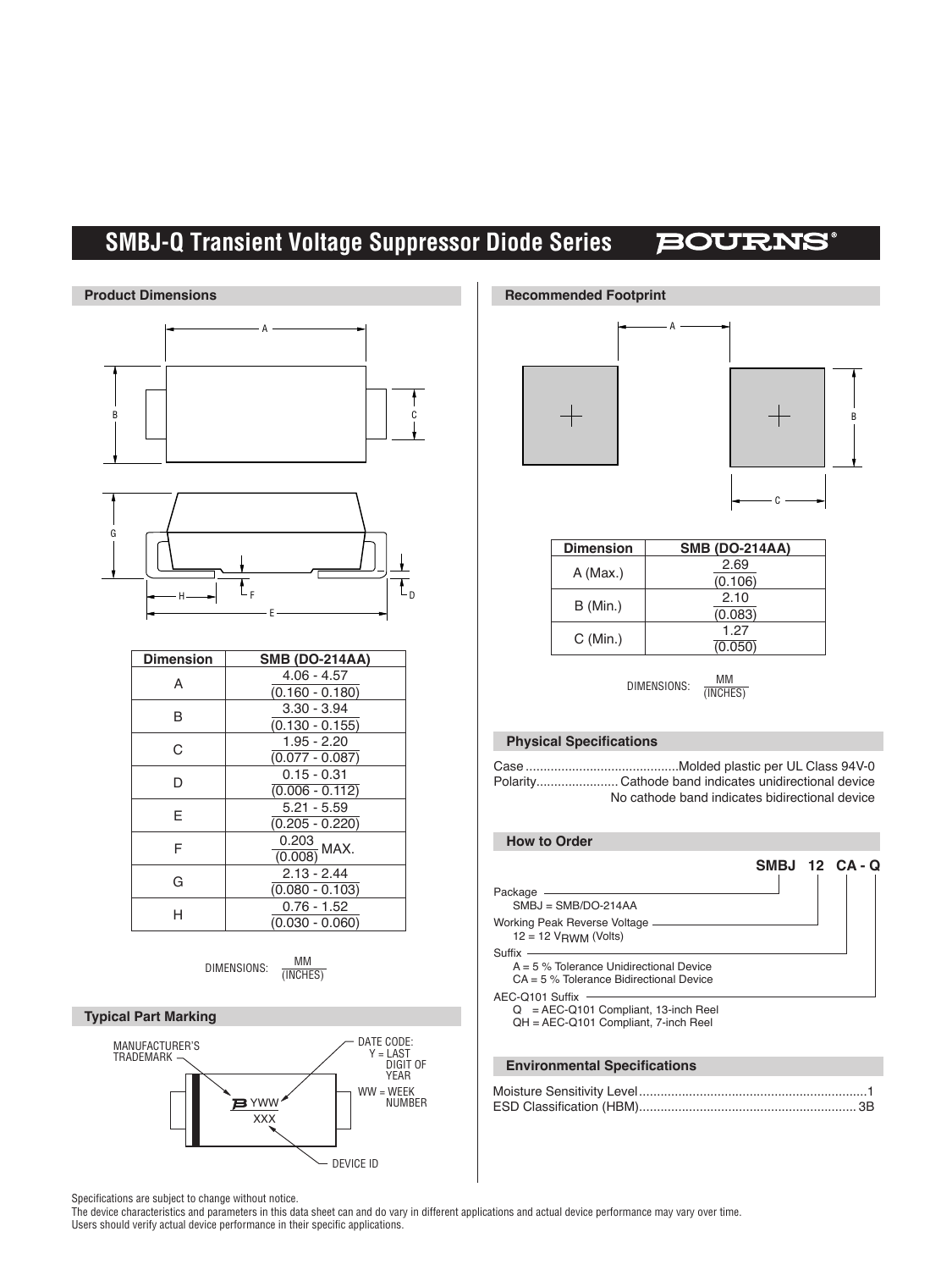# SMBJ-Q Transient Voltage Suppressor Diode Series

## Product Dimensions

| Dimension | SMB (DO-214AA) |
|---|---|
| A | 4.06 - 4.57 (0.160 - 0.180) |
| B | 3.30 - 3.94 (0.130 - 0.155) |
| C | 1.95 - 2.20 (0.077 - 0.087) |
| D | 0.15 - 0.31 (0.006 - 0.112) |
| E | 5.21 - 5.59 (0.205 - 0.220) |
| F | 0.203 (0.008) MAX. |
| G | 2.13 - 2.44 (0.080 - 0.103) |
| H | 0.76 - 1.52 (0.030 - 0.060) |

DIMENSIONS: MM (INCHES)

## Typical Part Marking

MANUFACTURER'S TRADEMARK

DATE CODE: Y = LAST DIGIT OF YEAR

WW = WEEK NUMBER

YWW

XXX

DEVICE ID

## Recommended Footprint

| Dimension | SMB (DO-214AA) |
|---|---|
| A (Max.) | 2.69 (0.106) |
| B (Min.) | 2.10 (0.083) |
| C (Min.) | 1.27 (0.050) |

DIMENSIONS: MM (INCHES)

## Physical Specifications

Case ..........................................Molded plastic per UL Class 94V-0

Polarity....................... Cathode band indicates unidirectional device
No cathode band indicates bidirectional device

## How to Order

**SMBJ 12 CA - Q**

Package
SMBJ = SMB/DO-214AA

Working Peak Reverse Voltage
12 = 12 $V_{RWM}$ (Volts)

Suffix
A = 5 % Tolerance Unidirectional Device
CA = 5 % Tolerance Bidirectional Device

AEC-Q101 Suffix
Q = AEC-Q101 Compliant, 13-inch Reel
QH = AEC-Q101 Compliant, 7-inch Reel

## Environmental Specifications

Moisture Sensitivity Level................................................................1

ESD Classification (HBM)............................................................ 3B

Specifications are subject to change without notice.
The device characteristics and parameters in this data sheet can and do vary in different applications and actual device performance may vary over time.
Users should verify actual device performance in their specific applications.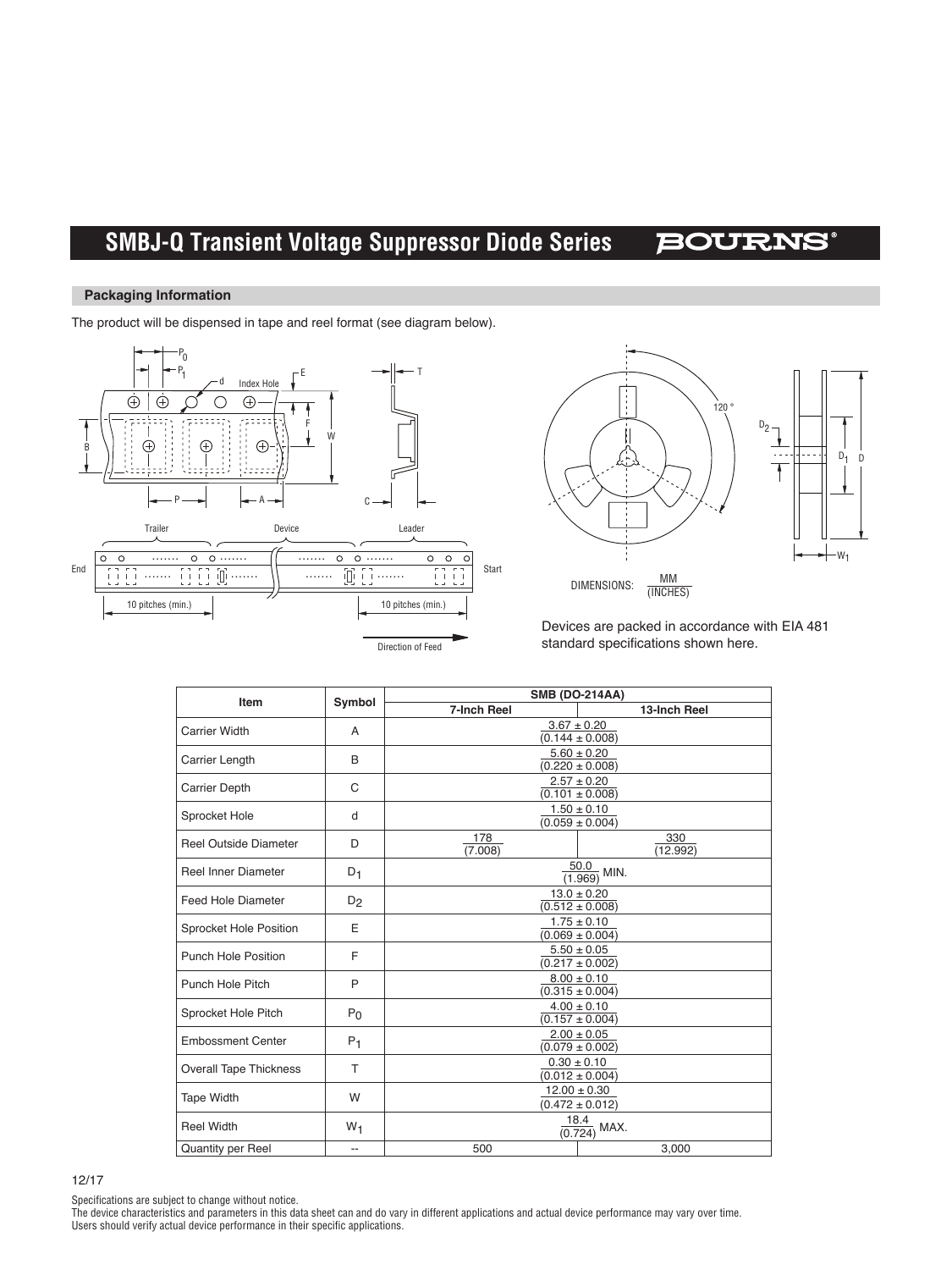## Packaging Information

The product will be dispensed in tape and reel format (see diagram below).

Index Hole

Trailer

Device

Leader

End

Start

10 pitches (min.)

10 pitches (min.)

Direction of Feed

120 °

DIMENSIONS: MM / (INCHES)

Devices are packed in accordance with EIA 481 standard specifications shown here.

| Item | Symbol | SMB (DO-214AA) | |
|---|---|---|---|
| | | 7-Inch Reel | 13-Inch Reel |
| Carrier Width | A | 3.67 ± 0.20 (0.144 ± 0.008) | |
| Carrier Length | B | 5.60 ± 0.20 (0.220 ± 0.008) | |
| Carrier Depth | C | 2.57 ± 0.20 (0.101 ± 0.008) | |
| Sprocket Hole | d | 1.50 ± 0.10 (0.059 ± 0.004) | |
| Reel Outside Diameter | D | 178 (7.008) | 330 (12.992) |
| Reel Inner Diameter | $D_1$ | 50.0 (1.969) MIN. | |
| Feed Hole Diameter | $D_2$ | 13.0 ± 0.20 (0.512 ± 0.008) | |
| Sprocket Hole Position | E | 1.75 ± 0.10 (0.069 ± 0.004) | |
| Punch Hole Position | F | 5.50 ± 0.05 (0.217 ± 0.002) | |
| Punch Hole Pitch | P | 8.00 ± 0.10 (0.315 ± 0.004) | |
| Sprocket Hole Pitch | $P_0$ | 4.00 ± 0.10 (0.157 ± 0.004) | |
| Embossment Center | $P_1$ | 2.00 ± 0.05 (0.079 ± 0.002) | |
| Overall Tape Thickness | T | 0.30 ± 0.10 (0.012 ± 0.004) | |
| Tape Width | W | 12.00 ± 0.30 (0.472 ± 0.012) | |
| Reel Width | $W_1$ | 18.4 (0.724) MAX. | |
| Quantity per Reel | -- | 500 | 3,000 |

12/17

Specifications are subject to change without notice.
The device characteristics and parameters in this data sheet can and do vary in different applications and actual device performance may vary over time.
Users should verify actual device performance in their specific applications.